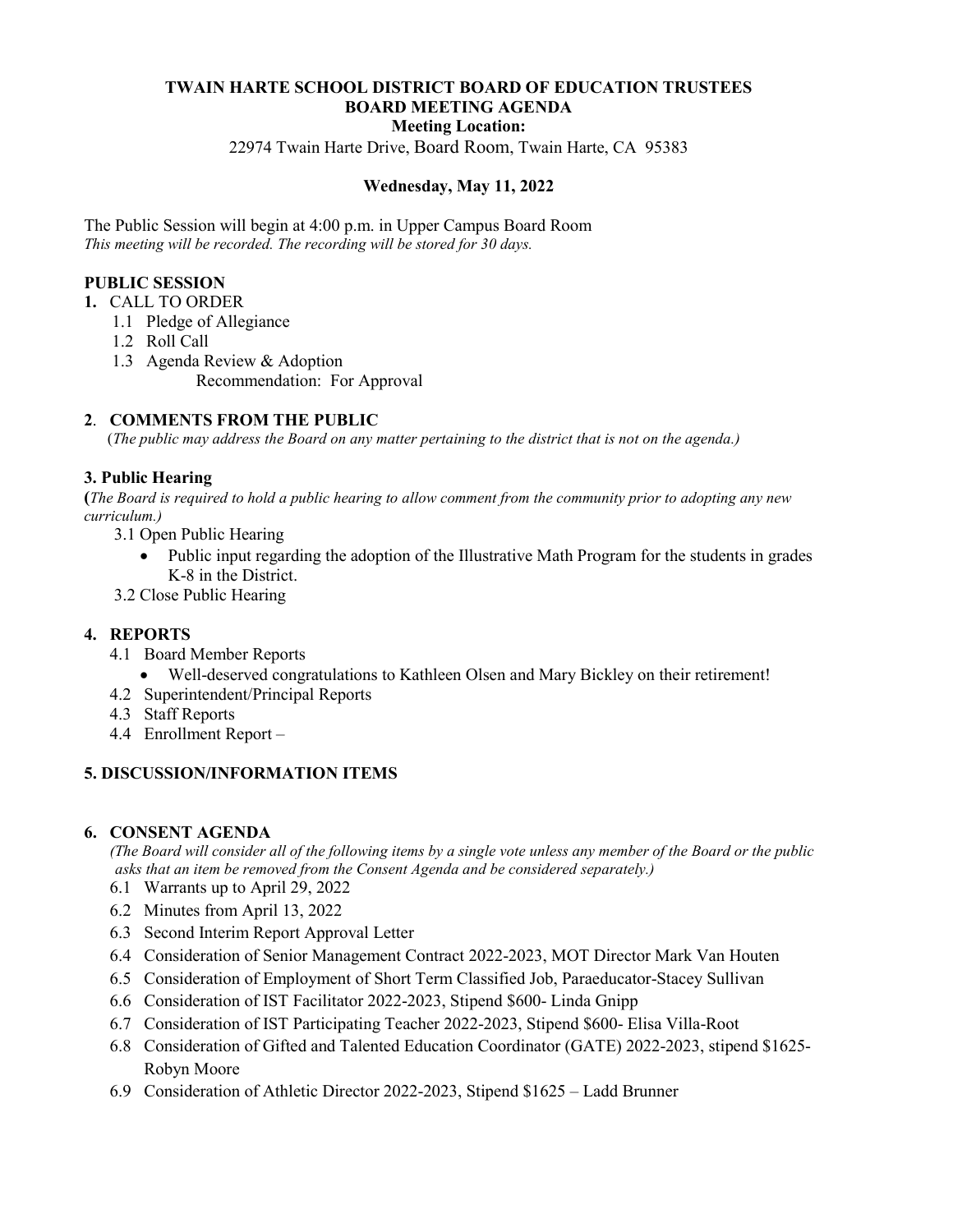# TWAIN HARTE SCHOOL DISTRICT BOARD OF EDUCATION TRUSTEES
## BOARD MEETING AGENDA

**Meeting Location:**

22974 Twain Harte Drive, Board Room, Twain Harte, CA 95383

**Wednesday, May 11, 2022**

The Public Session will begin at 4:00 p.m. in Upper Campus Board Room

*This meeting will be recorded. The recording will be stored for 30 days.*

### PUBLIC SESSION

**1.** CALL TO ORDER

- 1.1 Pledge of Allegiance
- 1.2 Roll Call
- 1.3 Agenda Review & Adoption

  Recommendation: For Approval

### 2. COMMENTS FROM THE PUBLIC

(*The public may address the Board on any matter pertaining to the district that is not on the agenda.)*

### 3. Public Hearing

**(***The Board is required to hold a public hearing to allow comment from the community prior to adopting any new curriculum.)*

- 3.1 Open Public Hearing
  - Public input regarding the adoption of the Illustrative Math Program for the students in grades K-8 in the District.
- 3.2 Close Public Hearing

### 4. REPORTS

- 4.1 Board Member Reports
  - Well-deserved congratulations to Kathleen Olsen and Mary Bickley on their retirement!
- 4.2 Superintendent/Principal Reports
- 4.3 Staff Reports
- 4.4 Enrollment Report –

### 5. DISCUSSION/INFORMATION ITEMS

### 6. CONSENT AGENDA

*(The Board will consider all of the following items by a single vote unless any member of the Board or the public asks that an item be removed from the Consent Agenda and be considered separately.)*

- 6.1 Warrants up to April 29, 2022
- 6.2 Minutes from April 13, 2022
- 6.3 Second Interim Report Approval Letter
- 6.4 Consideration of Senior Management Contract 2022-2023, MOT Director Mark Van Houten
- 6.5 Consideration of Employment of Short Term Classified Job, Paraeducator-Stacey Sullivan
- 6.6 Consideration of IST Facilitator 2022-2023, Stipend $600- Linda Gnipp
- 6.7 Consideration of IST Participating Teacher 2022-2023, Stipend $600- Elisa Villa-Root
- 6.8 Consideration of Gifted and Talented Education Coordinator (GATE) 2022-2023, stipend $1625- Robyn Moore
- 6.9 Consideration of Athletic Director 2022-2023, Stipend $1625 – Ladd Brunner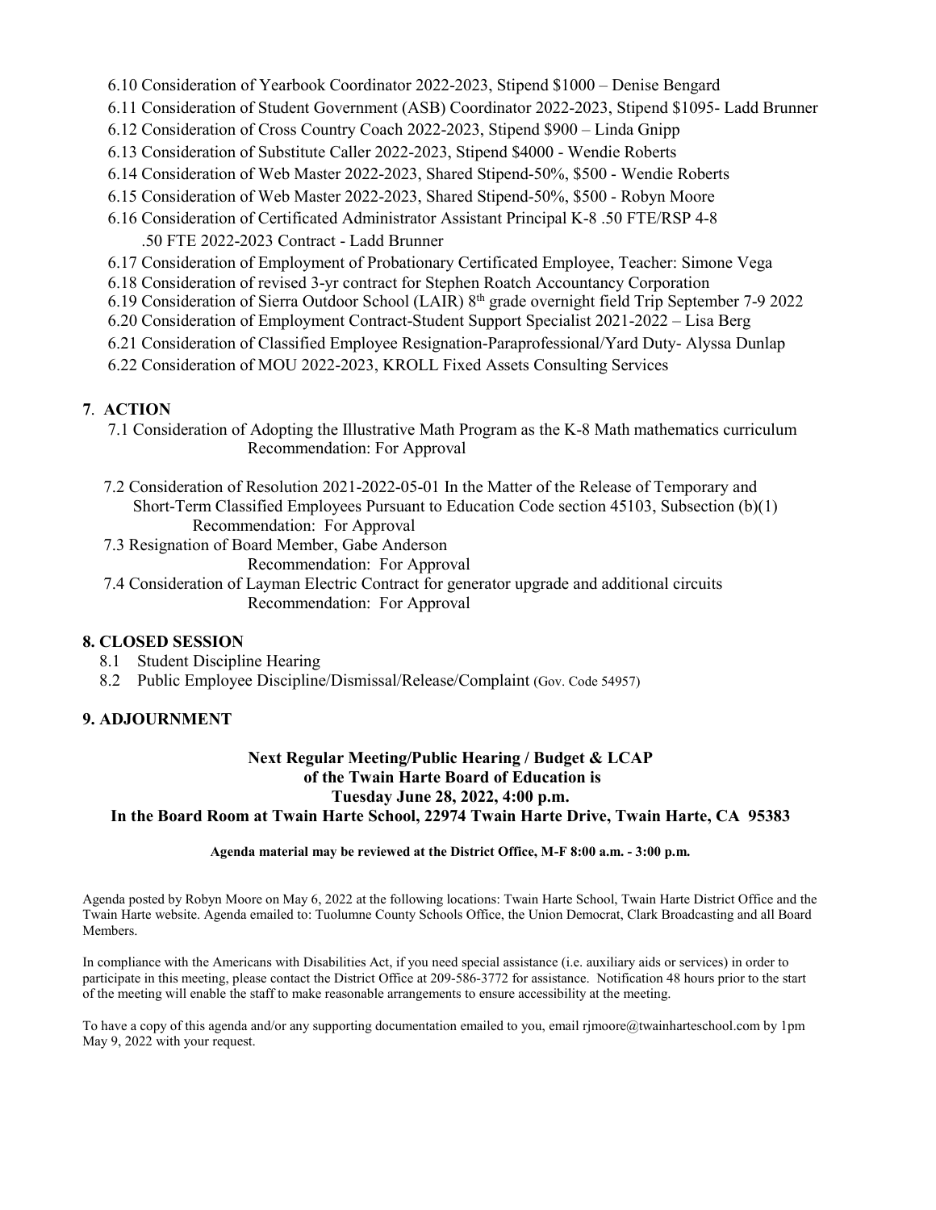6.10 Consideration of Yearbook Coordinator 2022-2023, Stipend $1000 – Denise Bengard

6.11 Consideration of Student Government (ASB) Coordinator 2022-2023, Stipend $1095- Ladd Brunner

6.12 Consideration of Cross Country Coach 2022-2023, Stipend $900 – Linda Gnipp

6.13 Consideration of Substitute Caller 2022-2023, Stipend $4000 - Wendie Roberts

6.14 Consideration of Web Master 2022-2023, Shared Stipend-50%, $500 - Wendie Roberts

6.15 Consideration of Web Master 2022-2023, Shared Stipend-50%, $500 - Robyn Moore

6.16 Consideration of Certificated Administrator Assistant Principal K-8 .50 FTE/RSP 4-8 .50 FTE 2022-2023 Contract - Ladd Brunner

6.17 Consideration of Employment of Probationary Certificated Employee, Teacher: Simone Vega

6.18 Consideration of revised 3-yr contract for Stephen Roatch Accountancy Corporation

6.19 Consideration of Sierra Outdoor School (LAIR) 8th grade overnight field Trip September 7-9 2022

6.20 Consideration of Employment Contract-Student Support Specialist 2021-2022 – Lisa Berg

6.21 Consideration of Classified Employee Resignation-Paraprofessional/Yard Duty- Alyssa Dunlap

6.22 Consideration of MOU 2022-2023, KROLL Fixed Assets Consulting Services

## 7. ACTION

7.1 Consideration of Adopting the Illustrative Math Program as the K-8 Math mathematics curriculum
Recommendation: For Approval

7.2 Consideration of Resolution 2021-2022-05-01 In the Matter of the Release of Temporary and Short-Term Classified Employees Pursuant to Education Code section 45103, Subsection (b)(1)
Recommendation: For Approval

7.3 Resignation of Board Member, Gabe Anderson
Recommendation: For Approval

7.4 Consideration of Layman Electric Contract for generator upgrade and additional circuits
Recommendation: For Approval

## 8. CLOSED SESSION

8.1 Student Discipline Hearing

8.2 Public Employee Discipline/Dismissal/Release/Complaint (Gov. Code 54957)

## 9. ADJOURNMENT

**Next Regular Meeting/Public Hearing / Budget & LCAP**
**of the Twain Harte Board of Education is**
**Tuesday June 28, 2022, 4:00 p.m.**
**In the Board Room at Twain Harte School, 22974 Twain Harte Drive, Twain Harte, CA 95383**

**Agenda material may be reviewed at the District Office, M-F 8:00 a.m. - 3:00 p.m.**

Agenda posted by Robyn Moore on May 6, 2022 at the following locations: Twain Harte School, Twain Harte District Office and the Twain Harte website. Agenda emailed to: Tuolumne County Schools Office, the Union Democrat, Clark Broadcasting and all Board Members.

In compliance with the Americans with Disabilities Act, if you need special assistance (i.e. auxiliary aids or services) in order to participate in this meeting, please contact the District Office at 209-586-3772 for assistance. Notification 48 hours prior to the start of the meeting will enable the staff to make reasonable arrangements to ensure accessibility at the meeting.

To have a copy of this agenda and/or any supporting documentation emailed to you, email rjmoore@twainharteschool.com by 1pm May 9, 2022 with your request.